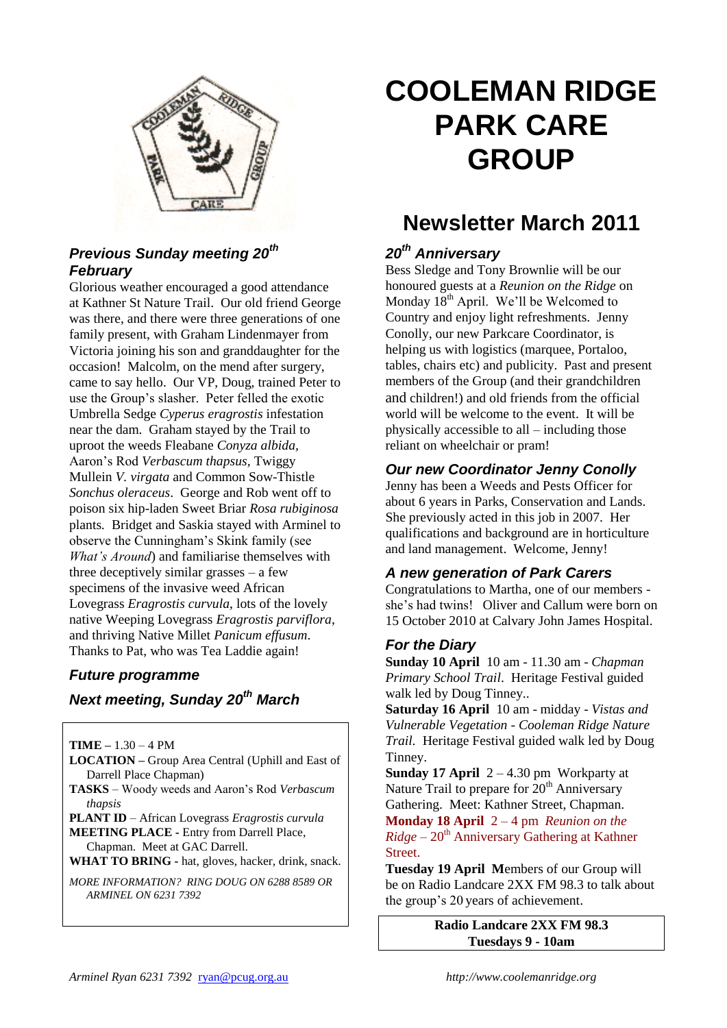# COOLEMAN RIDGE PARK CARE GROUP

## Newsletter March 2011

### *Previous Sunday meeting 20th February*

Glorious weather encouraged a good attendance at Kathner St Nature Trail. Our old friend George was there, and there were three generations of one family present, with Graham Lindenmayer from Victoria joining his son and granddaughter for the occasion! Malcolm, on the mend after surgery, came to say hello. Our VP, Doug, trained Peter to use the Group's slasher. Peter felled the exotic Umbrella Sedge *Cyperus eragrostis* infestation near the dam. Graham stayed by the Trail to uproot the weeds Fleabane *Conyza albida*, Aaron's Rod *Verbascum thapsus*, Twiggy Mullein *V. virgata* and Common Sow-Thistle *Sonchus oleraceus*. George and Rob went off to poison six hip-laden Sweet Briar *Rosa rubiginosa* plants. Bridget and Saskia stayed with Arminel to observe the Cunningham's Skink family (see *What's Around*) and familiarise themselves with three deceptively similar grasses – a few specimens of the invasive weed African Lovegrass *Eragrostis curvula*, lots of the lovely native Weeping Lovegrass *Eragrostis parviflora*, and thriving Native Millet *Panicum effusum*. Thanks to Pat, who was Tea Laddie again!

### *Future programme*

### *Next meeting, Sunday 20th March*

**TIME –** 1.30 – 4 PM
**LOCATION –** Group Area Central (Uphill and East of Darrell Place Chapman)
**TASKS** – Woody weeds and Aaron's Rod *Verbascum thapsis*
**PLANT ID** – African Lovegrass *Eragrostis curvula*
**MEETING PLACE -** Entry from Darrell Place, Chapman. Meet at GAC Darrell.
**WHAT TO BRING -** hat, gloves, hacker, drink, snack.

*MORE INFORMATION? RING DOUG ON 6288 8589 OR ARMINEL ON 6231 7392*

### *20th Anniversary*

Bess Sledge and Tony Brownlie will be our honoured guests at a *Reunion on the Ridge* on Monday 18th April. We'll be Welcomed to Country and enjoy light refreshments. Jenny Conolly, our new Parkcare Coordinator, is helping us with logistics (marquee, Portaloo, tables, chairs etc) and publicity. Past and present members of the Group (and their grandchildren and children!) and old friends from the official world will be welcome to the event. It will be physically accessible to all – including those reliant on wheelchair or pram!

### *Our new Coordinator Jenny Conolly*

Jenny has been a Weeds and Pests Officer for about 6 years in Parks, Conservation and Lands. She previously acted in this job in 2007. Her qualifications and background are in horticulture and land management. Welcome, Jenny!

### *A new generation of Park Carers*

Congratulations to Martha, one of our members - she's had twins! Oliver and Callum were born on 15 October 2010 at Calvary John James Hospital.

### *For the Diary*

**Sunday 10 April** 10 am - 11.30 am - *Chapman Primary School Trail*. Heritage Festival guided walk led by Doug Tinney..

**Saturday 16 April** 10 am - midday - *Vistas and Vulnerable Vegetation - Cooleman Ridge Nature Trail*. Heritage Festival guided walk led by Doug Tinney.

**Sunday 17 April** 2 – 4.30 pm Workparty at Nature Trail to prepare for 20th Anniversary Gathering. Meet: Kathner Street, Chapman.

**Monday 18 April** 2 – 4 pm *Reunion on the Ridge* – 20th Anniversary Gathering at Kathner Street.

**Tuesday 19 April** Members of our Group will be on Radio Landcare 2XX FM 98.3 to talk about the group's 20 years of achievement.

**Radio Landcare 2XX FM 98.3**
**Tuesdays 9 - 10am**

*Arminel Ryan 6231 7392* ryan@pcug.org.au

*http://www.coolemanridge.org*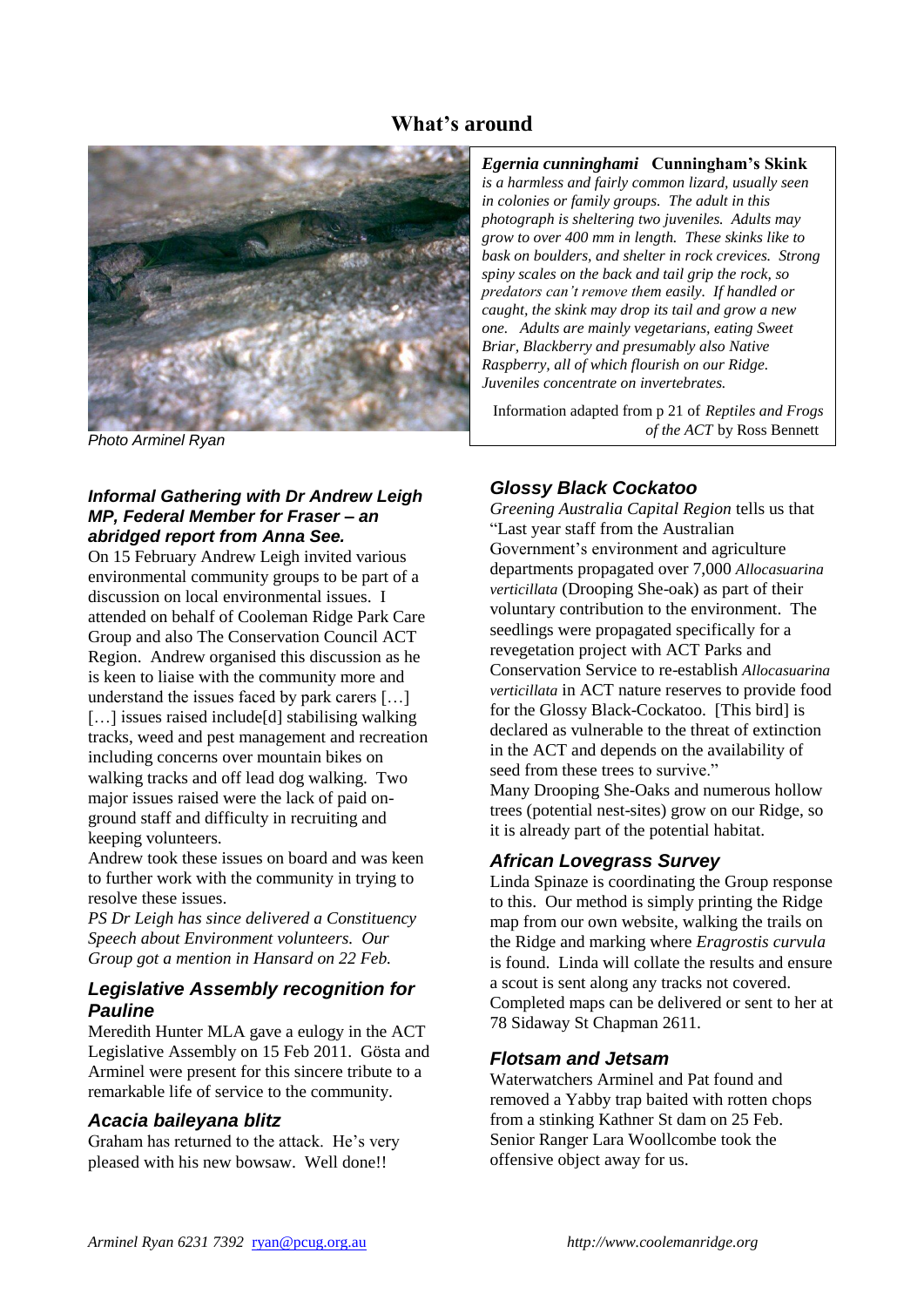# What's around

Photo Arminel Ryan

***Egernia cunninghami*** **Cunningham's Skink** *is a harmless and fairly common lizard, usually seen in colonies or family groups. The adult in this photograph is sheltering two juveniles. Adults may grow to over 400 mm in length. These skinks like to bask on boulders, and shelter in rock crevices. Strong spiny scales on the back and tail grip the rock, so predators can't remove them easily. If handled or caught, the skink may drop its tail and grow a new one. Adults are mainly vegetarians, eating Sweet Briar, Blackberry and presumably also Native Raspberry, all of which flourish on our Ridge. Juveniles concentrate on invertebrates.*

Information adapted from p 21 of *Reptiles and Frogs of the ACT* by Ross Bennett

### *Informal Gathering with Dr Andrew Leigh MP, Federal Member for Fraser – an abridged report from Anna See.*

On 15 February Andrew Leigh invited various environmental community groups to be part of a discussion on local environmental issues. I attended on behalf of Cooleman Ridge Park Care Group and also The Conservation Council ACT Region. Andrew organised this discussion as he is keen to liaise with the community more and understand the issues faced by park carers […] […] issues raised include[d] stabilising walking tracks, weed and pest management and recreation including concerns over mountain bikes on walking tracks and off lead dog walking. Two major issues raised were the lack of paid on-ground staff and difficulty in recruiting and keeping volunteers.

Andrew took these issues on board and was keen to further work with the community in trying to resolve these issues.

*PS Dr Leigh has since delivered a Constituency Speech about Environment volunteers. Our Group got a mention in Hansard on 22 Feb.*

### *Legislative Assembly recognition for Pauline*

Meredith Hunter MLA gave a eulogy in the ACT Legislative Assembly on 15 Feb 2011. Gösta and Arminel were present for this sincere tribute to a remarkable life of service to the community.

### *Acacia baileyana blitz*

Graham has returned to the attack. He's very pleased with his new bowsaw. Well done!!

### *Glossy Black Cockatoo*

*Greening Australia Capital Region* tells us that "Last year staff from the Australian Government's environment and agriculture departments propagated over 7,000 *Allocasuarina verticillata* (Drooping She-oak) as part of their voluntary contribution to the environment. The seedlings were propagated specifically for a revegetation project with ACT Parks and Conservation Service to re-establish *Allocasuarina verticillata* in ACT nature reserves to provide food for the Glossy Black-Cockatoo. [This bird] is declared as vulnerable to the threat of extinction in the ACT and depends on the availability of seed from these trees to survive."

Many Drooping She-Oaks and numerous hollow trees (potential nest-sites) grow on our Ridge, so it is already part of the potential habitat.

### *African Lovegrass Survey*

Linda Spinaze is coordinating the Group response to this. Our method is simply printing the Ridge map from our own website, walking the trails on the Ridge and marking where *Eragrostis curvula* is found. Linda will collate the results and ensure a scout is sent along any tracks not covered. Completed maps can be delivered or sent to her at 78 Sidaway St Chapman 2611.

### *Flotsam and Jetsam*

Waterwatchers Arminel and Pat found and removed a Yabby trap baited with rotten chops from a stinking Kathner St dam on 25 Feb. Senior Ranger Lara Woollcombe took the offensive object away for us.

*Arminel Ryan 6231 7392* ryan@pcug.org.au *http://www.coolemanridge.org*